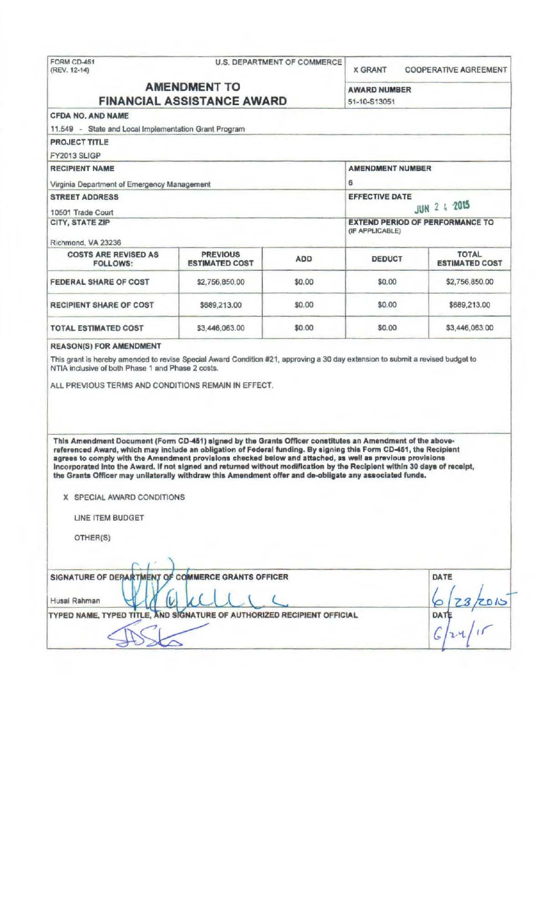FORM CD-451
(REV. 12-14)

U.S. DEPARTMENT OF COMMERCE

X GRANT COOPERATIVE AGREEMENT

# AMENDMENT TO FINANCIAL ASSISTANCE AWARD

**AWARD NUMBER**
51-10-S13051

**CFDA NO. AND NAME**
11.549 - State and Local Implementation Grant Program

**PROJECT TITLE**
FY2013 SLIGP

**RECIPIENT NAME**
Virginia Department of Emergency Management

**AMENDMENT NUMBER**
6

**STREET ADDRESS**
10501 Trade Court

**EFFECTIVE DATE**
JUN 24 2015

**CITY, STATE ZIP**
Richmond, VA 23236

**EXTEND PERIOD OF PERFORMANCE TO (IF APPLICABLE)**

| COSTS ARE REVISED AS FOLLOWS: | PREVIOUS ESTIMATED COST | ADD | DEDUCT | TOTAL ESTIMATED COST |
|---|---|---|---|---|
| FEDERAL SHARE OF COST | $2,756,850.00 | $0.00 | $0.00 | $2,756,850.00 |
| RECIPIENT SHARE OF COST | $689,213.00 | $0.00 | $0.00 | $689,213.00 |
| TOTAL ESTIMATED COST | $3,446,063.00 | $0.00 | $0.00 | $3,446,063.00 |

**REASON(S) FOR AMENDMENT**

This grant is hereby amended to revise Special Award Condition #21, approving a 30 day extension to submit a revised budget to NTIA inclusive of both Phase 1 and Phase 2 costs.

ALL PREVIOUS TERMS AND CONDITIONS REMAIN IN EFFECT.

**This Amendment Document (Form CD-451) signed by the Grants Officer constitutes an Amendment of the above-referenced Award, which may include an obligation of Federal funding. By signing this Form CD-451, the Recipient agrees to comply with the Amendment provisions checked below and attached, as well as previous provisions incorporated into the Award. If not signed and returned without modification by the Recipient within 30 days of receipt, the Grants Officer may unilaterally withdraw this Amendment offer and de-obligate any associated funds.**

X SPECIAL AWARD CONDITIONS

LINE ITEM BUDGET

OTHER(S)

**SIGNATURE OF DEPARTMENT OF COMMERCE GRANTS OFFICER**
Husai Rahman

**DATE**
6/23/2015

**TYPED NAME, TYPED TITLE, AND SIGNATURE OF AUTHORIZED RECIPIENT OFFICIAL**

**DATE**
6/24/15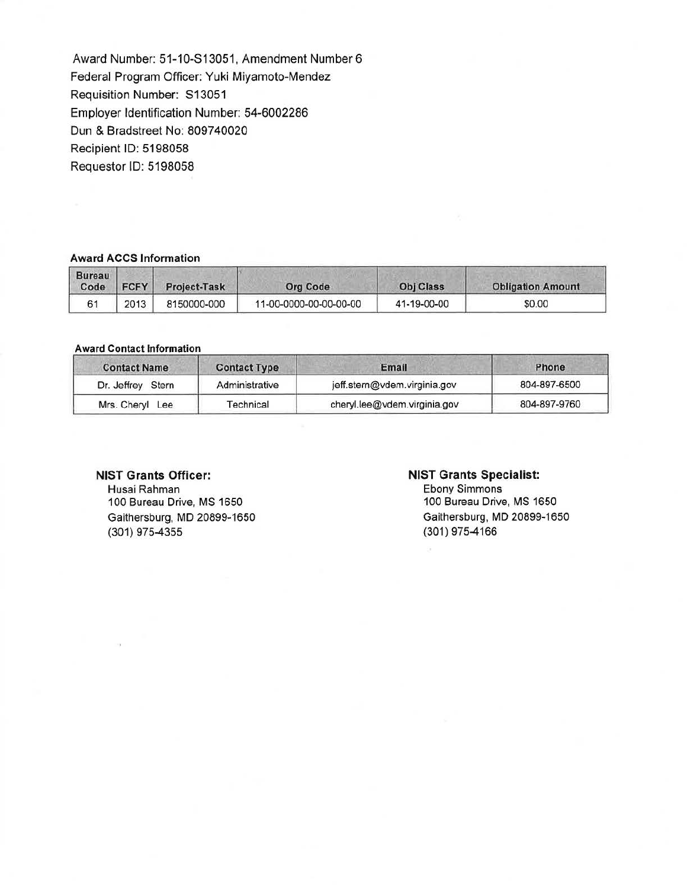Award Number: 51-10-S13051, Amendment Number 6
Federal Program Officer: Yuki Miyamoto-Mendez
Requisition Number: S13051
Employer Identification Number: 54-6002286
Dun & Bradstreet No: 809740020
Recipient ID: 5198058
Requestor ID: 5198058

**Award ACCS Information**

| Bureau Code | FCFY | Project-Task | Org Code | Obj Class | Obligation Amount |
| --- | --- | --- | --- | --- | --- |
| 61 | 2013 | 8150000-000 | 11-00-0000-00-00-00-00 | 41-19-00-00 | $0.00 |

**Award Contact Information**

| Contact Name | Contact Type | Email | Phone |
| --- | --- | --- | --- |
| Dr. Jeffrey Stern | Administrative | jeff.stern@vdem.virginia.gov | 804-897-6500 |
| Mrs. Cheryl Lee | Technical | cheryl.lee@vdem.virginia.gov | 804-897-9760 |

**NIST Grants Officer:**
Husai Rahman
100 Bureau Drive, MS 1650
Gaithersburg, MD 20899-1650
(301) 975-4355

**NIST Grants Specialist:**
Ebony Simmons
100 Bureau Drive, MS 1650
Gaithersburg, MD 20899-1650
(301) 975-4166